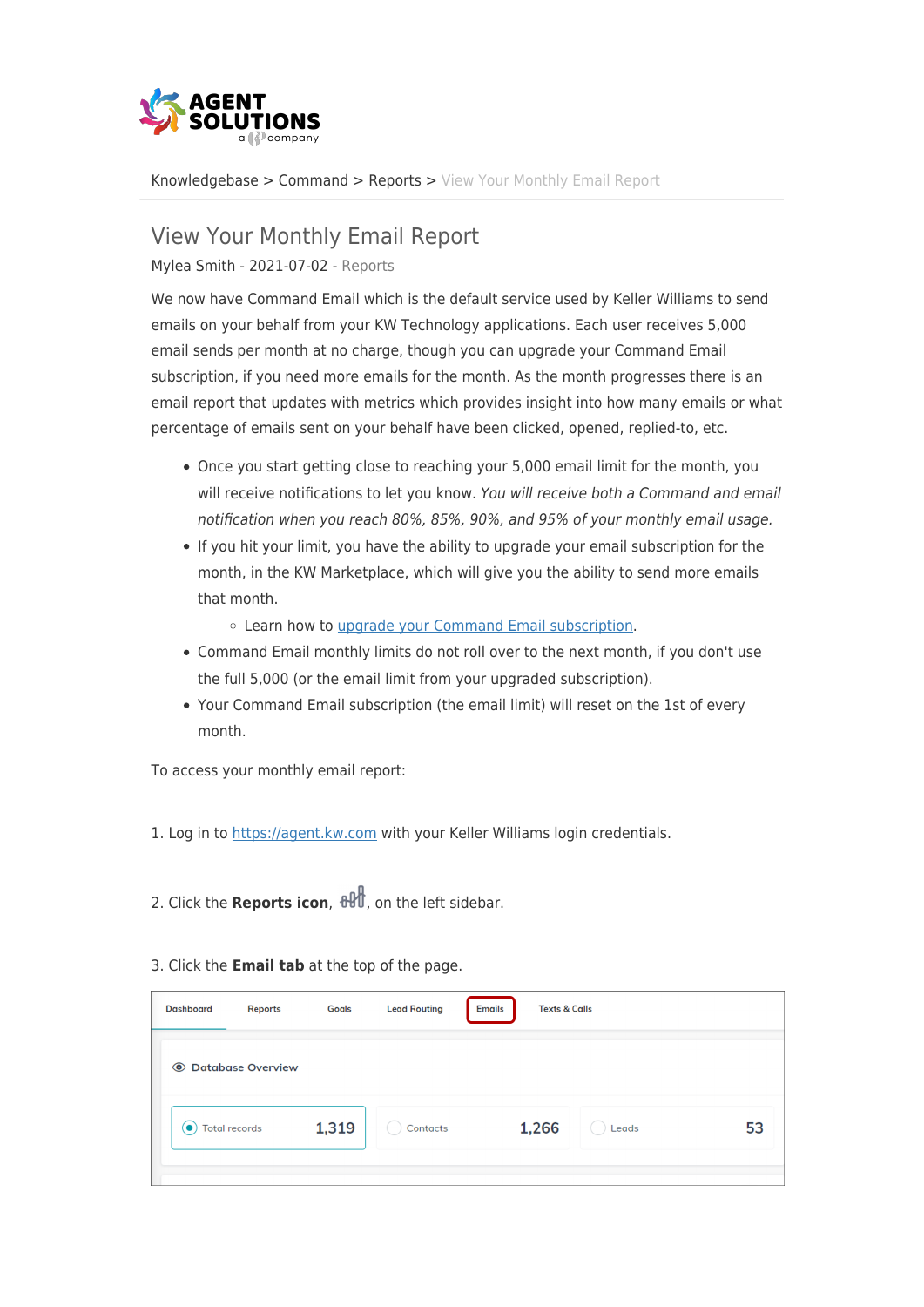Knowledgebase > Command > Reports > View Your Monthly Email Report

# View Your Monthly Email Report

Mylea Smith - 2021-07-02 - Reports

We now have Command Email which is the default service used by Keller Williams to send emails on your behalf from your KW Technology applications. Each user receives 5,000 email sends per month at no charge, though you can upgrade your Command Email subscription, if you need more emails for the month. As the month progresses there is an email report that updates with metrics which provides insight into how many emails or what percentage of emails sent on your behalf have been clicked, opened, replied-to, etc.

- Once you start getting close to reaching your 5,000 email limit for the month, you will receive notifications to let you know. *You will receive both a Command and email notification when you reach 80%, 85%, 90%, and 95% of your monthly email usage.*
- If you hit your limit, you have the ability to upgrade your email subscription for the month, in the KW Marketplace, which will give you the ability to send more emails that month.
    - Learn how to [upgrade your Command Email subscription](#).
- Command Email monthly limits do not roll over to the next month, if you don't use the full 5,000 (or the email limit from your upgraded subscription).
- Your Command Email subscription (the email limit) will reset on the 1st of every month.

To access your monthly email report:

1. Log in to [https://agent.kw.com](https://agent.kw.com) with your Keller Williams login credentials.

2. Click the **Reports icon**, , on the left sidebar.

3. Click the **Email tab** at the top of the page.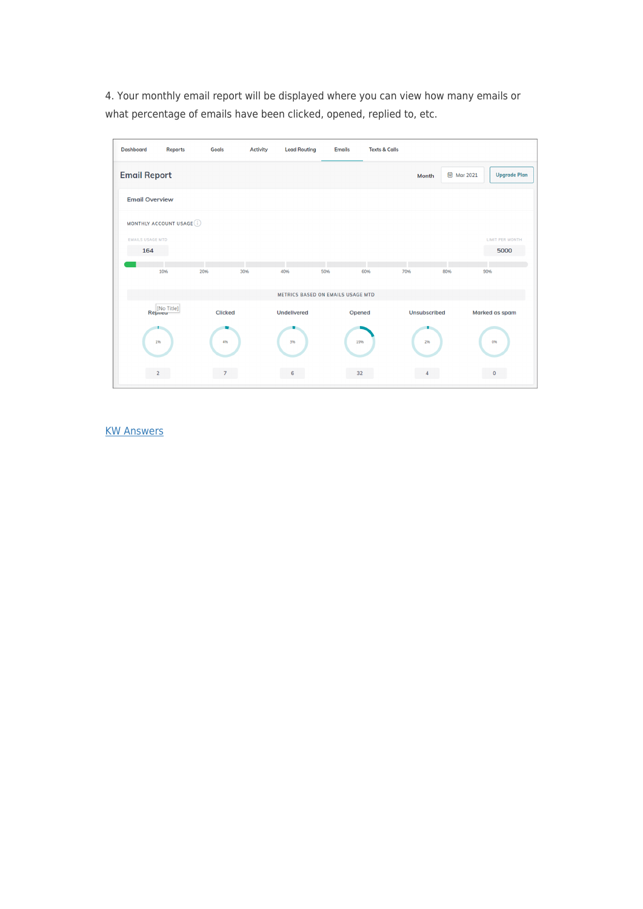4. Your monthly email report will be displayed where you can view how many emails or what percentage of emails have been clicked, opened, replied to, etc.

Dashboard Reports Goals Activity Lead Routing Emails Texts & Calls

Email Report

Month Mar 2021 Upgrade Plan

Email Overview

MONTHLY ACCOUNT USAGE

EMAILS USAGE MTD

164

LIMIT PER MONTH

5000

10% 20% 30% 40% 50% 60% 70% 80% 90%

METRICS BASED ON EMAILS USAGE MTD

Replied [No Title] Clicked Undelivered Opened Unsubscribed Marked as spam

1% 4% 3% 19% 2% 0%

2 7 6 32 4 0

[KW Answers](KW Answers)